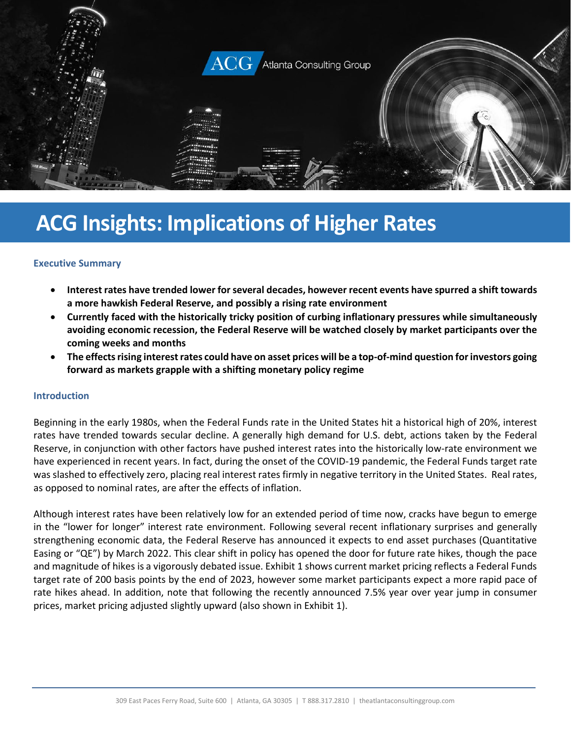ACG Atlanta Consulting Group

# ACG Insights: Implications of Higher Rates

### Executive Summary

- **Interest rates have trended lower for several decades, however recent events have spurred a shift towards a more hawkish Federal Reserve, and possibly a rising rate environment**
- **Currently faced with the historically tricky position of curbing inflationary pressures while simultaneously avoiding economic recession, the Federal Reserve will be watched closely by market participants over the coming weeks and months**
- **The effects rising interest rates could have on asset prices will be a top-of-mind question for investors going forward as markets grapple with a shifting monetary policy regime**

### Introduction

Beginning in the early 1980s, when the Federal Funds rate in the United States hit a historical high of 20%, interest rates have trended towards secular decline. A generally high demand for U.S. debt, actions taken by the Federal Reserve, in conjunction with other factors have pushed interest rates into the historically low-rate environment we have experienced in recent years. In fact, during the onset of the COVID-19 pandemic, the Federal Funds target rate was slashed to effectively zero, placing real interest rates firmly in negative territory in the United States. Real rates, as opposed to nominal rates, are after the effects of inflation.

Although interest rates have been relatively low for an extended period of time now, cracks have begun to emerge in the "lower for longer" interest rate environment. Following several recent inflationary surprises and generally strengthening economic data, the Federal Reserve has announced it expects to end asset purchases (Quantitative Easing or "QE") by March 2022. This clear shift in policy has opened the door for future rate hikes, though the pace and magnitude of hikes is a vigorously debated issue. Exhibit 1 shows current market pricing reflects a Federal Funds target rate of 200 basis points by the end of 2023, however some market participants expect a more rapid pace of rate hikes ahead. In addition, note that following the recently announced 7.5% year over year jump in consumer prices, market pricing adjusted slightly upward (also shown in Exhibit 1).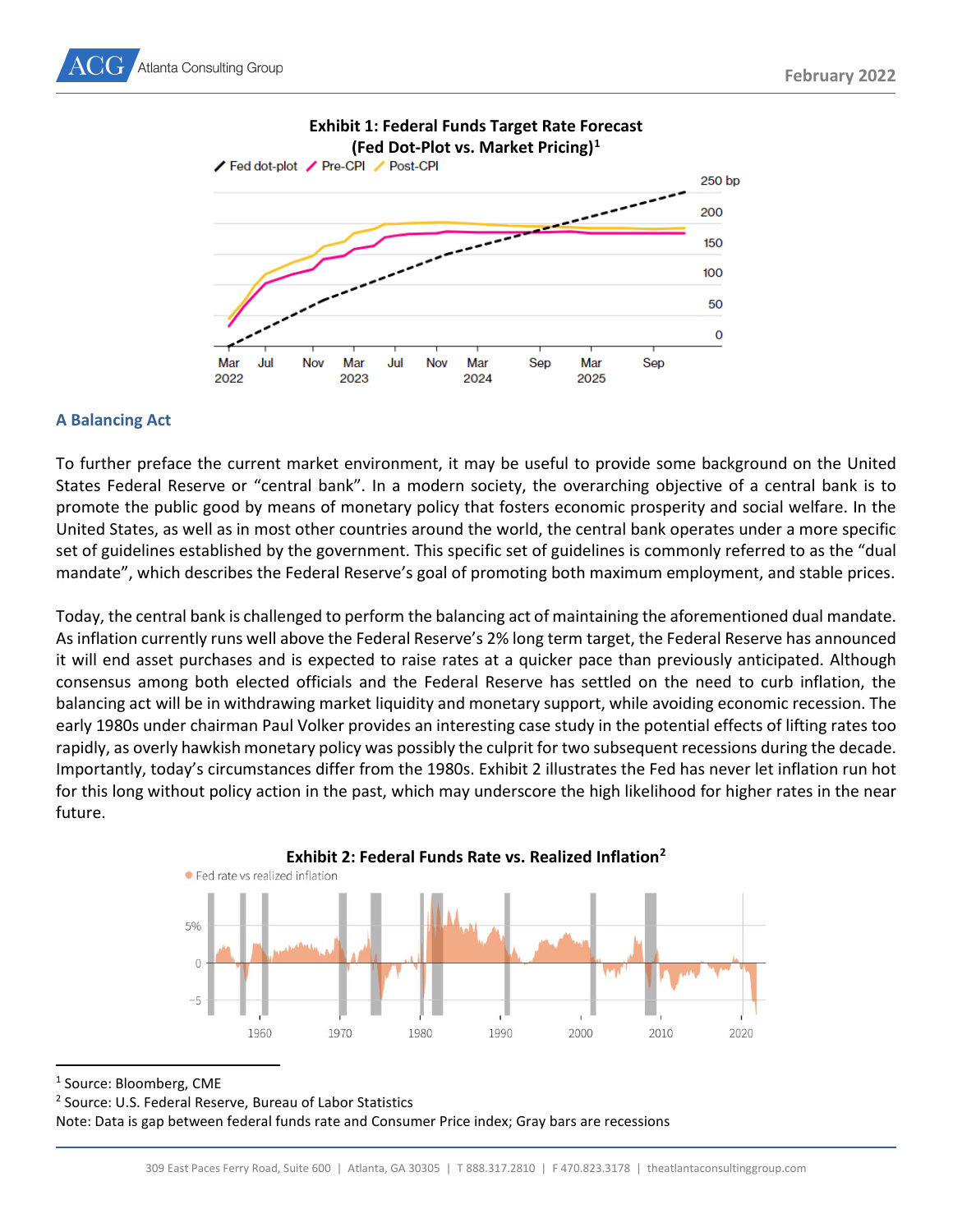**Exhibit 1: Federal Funds Target Rate Forecast (Fed Dot-Plot vs. Market Pricing)[1]**

## A Balancing Act

To further preface the current market environment, it may be useful to provide some background on the United States Federal Reserve or "central bank". In a modern society, the overarching objective of a central bank is to promote the public good by means of monetary policy that fosters economic prosperity and social welfare. In the United States, as well as in most other countries around the world, the central bank operates under a more specific set of guidelines established by the government. This specific set of guidelines is commonly referred to as the "dual mandate", which describes the Federal Reserve's goal of promoting both maximum employment, and stable prices.

Today, the central bank is challenged to perform the balancing act of maintaining the aforementioned dual mandate. As inflation currently runs well above the Federal Reserve's 2% long term target, the Federal Reserve has announced it will end asset purchases and is expected to raise rates at a quicker pace than previously anticipated. Although consensus among both elected officials and the Federal Reserve has settled on the need to curb inflation, the balancing act will be in withdrawing market liquidity and monetary support, while avoiding economic recession. The early 1980s under chairman Paul Volker provides an interesting case study in the potential effects of lifting rates too rapidly, as overly hawkish monetary policy was possibly the culprit for two subsequent recessions during the decade. Importantly, today's circumstances differ from the 1980s. Exhibit 2 illustrates the Fed has never let inflation run hot for this long without policy action in the past, which may underscore the high likelihood for higher rates in the near future.

**Exhibit 2: Federal Funds Rate vs. Realized Inflation[2]**

---

[1] Source: Bloomberg, CME

[2] Source: U.S. Federal Reserve, Bureau of Labor Statistics

Note: Data is gap between federal funds rate and Consumer Price index; Gray bars are recessions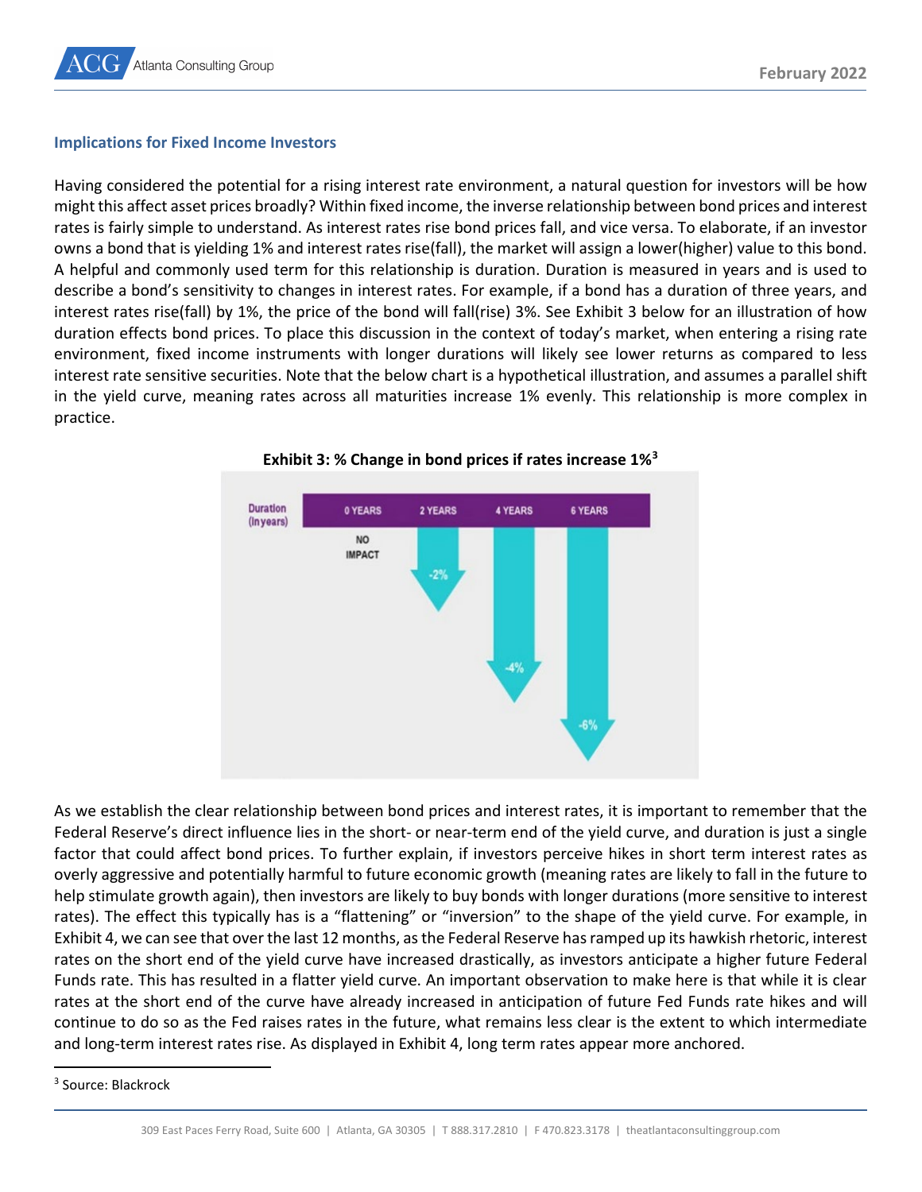## Implications for Fixed Income Investors

Having considered the potential for a rising interest rate environment, a natural question for investors will be how might this affect asset prices broadly? Within fixed income, the inverse relationship between bond prices and interest rates is fairly simple to understand. As interest rates rise bond prices fall, and vice versa. To elaborate, if an investor owns a bond that is yielding 1% and interest rates rise(fall), the market will assign a lower(higher) value to this bond. A helpful and commonly used term for this relationship is duration. Duration is measured in years and is used to describe a bond's sensitivity to changes in interest rates. For example, if a bond has a duration of three years, and interest rates rise(fall) by 1%, the price of the bond will fall(rise) 3%. See Exhibit 3 below for an illustration of how duration effects bond prices. To place this discussion in the context of today's market, when entering a rising rate environment, fixed income instruments with longer durations will likely see lower returns as compared to less interest rate sensitive securities. Note that the below chart is a hypothetical illustration, and assumes a parallel shift in the yield curve, meaning rates across all maturities increase 1% evenly. This relationship is more complex in practice.

**Exhibit 3: % Change in bond prices if rates increase 1%[3]**

| Duration (in years) | 0 YEARS | 2 YEARS | 4 YEARS | 6 YEARS |
|---|---|---|---|---|
| | NO IMPACT | -2% | -4% | -6% |

As we establish the clear relationship between bond prices and interest rates, it is important to remember that the Federal Reserve's direct influence lies in the short- or near-term end of the yield curve, and duration is just a single factor that could affect bond prices. To further explain, if investors perceive hikes in short term interest rates as overly aggressive and potentially harmful to future economic growth (meaning rates are likely to fall in the future to help stimulate growth again), then investors are likely to buy bonds with longer durations (more sensitive to interest rates). The effect this typically has is a "flattening" or "inversion" to the shape of the yield curve. For example, in Exhibit 4, we can see that over the last 12 months, as the Federal Reserve has ramped up its hawkish rhetoric, interest rates on the short end of the yield curve have increased drastically, as investors anticipate a higher future Federal Funds rate. This has resulted in a flatter yield curve. An important observation to make here is that while it is clear rates at the short end of the curve have already increased in anticipation of future Fed Funds rate hikes and will continue to do so as the Fed raises rates in the future, what remains less clear is the extent to which intermediate and long-term interest rates rise. As displayed in Exhibit 4, long term rates appear more anchored.

[3] Source: Blackrock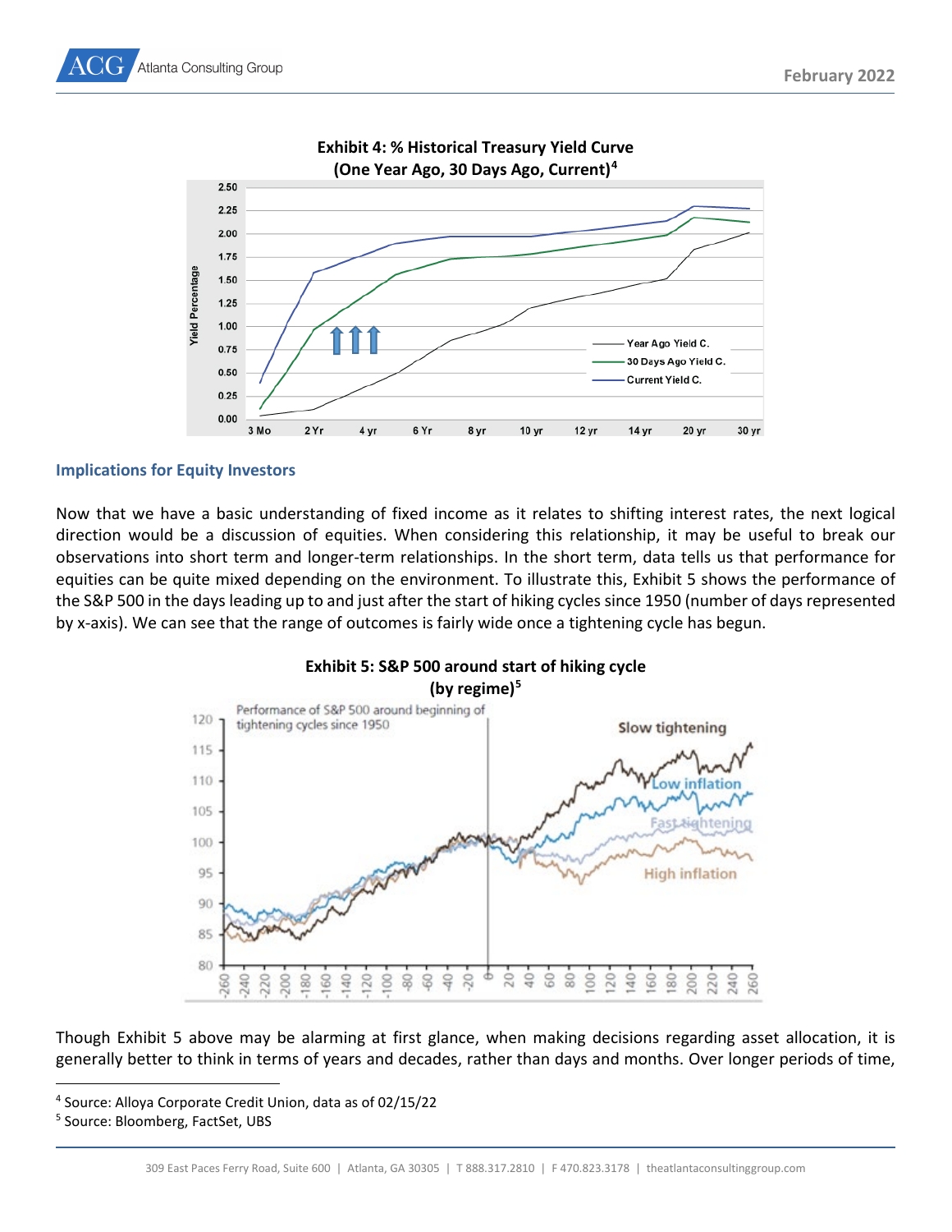**Exhibit 4: % Historical Treasury Yield Curve (One Year Ago, 30 Days Ago, Current)[4]**

## Implications for Equity Investors

Now that we have a basic understanding of fixed income as it relates to shifting interest rates, the next logical direction would be a discussion of equities. When considering this relationship, it may be useful to break our observations into short term and longer-term relationships. In the short term, data tells us that performance for equities can be quite mixed depending on the environment. To illustrate this, Exhibit 5 shows the performance of the S&P 500 in the days leading up to and just after the start of hiking cycles since 1950 (number of days represented by x-axis). We can see that the range of outcomes is fairly wide once a tightening cycle has begun.

**Exhibit 5: S&P 500 around start of hiking cycle (by regime)[5]**

Though Exhibit 5 above may be alarming at first glance, when making decisions regarding asset allocation, it is generally better to think in terms of years and decades, rather than days and months. Over longer periods of time,

---

[4] Source: Alloya Corporate Credit Union, data as of 02/15/22

[5] Source: Bloomberg, FactSet, UBS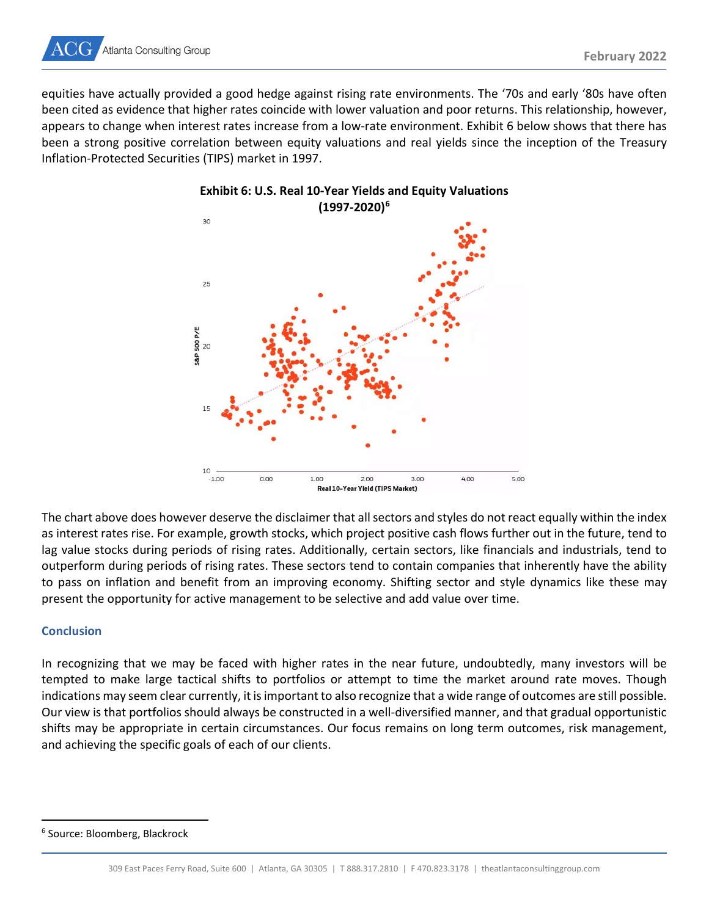equities have actually provided a good hedge against rising rate environments. The '70s and early '80s have often been cited as evidence that higher rates coincide with lower valuation and poor returns. This relationship, however, appears to change when interest rates increase from a low-rate environment. Exhibit 6 below shows that there has been a strong positive correlation between equity valuations and real yields since the inception of the Treasury Inflation-Protected Securities (TIPS) market in 1997.

**Exhibit 6: U.S. Real 10-Year Yields and Equity Valuations (1997-2020)[6]**

The chart above does however deserve the disclaimer that all sectors and styles do not react equally within the index as interest rates rise. For example, growth stocks, which project positive cash flows further out in the future, tend to lag value stocks during periods of rising rates. Additionally, certain sectors, like financials and industrials, tend to outperform during periods of rising rates. These sectors tend to contain companies that inherently have the ability to pass on inflation and benefit from an improving economy. Shifting sector and style dynamics like these may present the opportunity for active management to be selective and add value over time.

## Conclusion

In recognizing that we may be faced with higher rates in the near future, undoubtedly, many investors will be tempted to make large tactical shifts to portfolios or attempt to time the market around rate moves. Though indications may seem clear currently, it is important to also recognize that a wide range of outcomes are still possible. Our view is that portfolios should always be constructed in a well-diversified manner, and that gradual opportunistic shifts may be appropriate in certain circumstances. Our focus remains on long term outcomes, risk management, and achieving the specific goals of each of our clients.

---

[6] Source: Bloomberg, Blackrock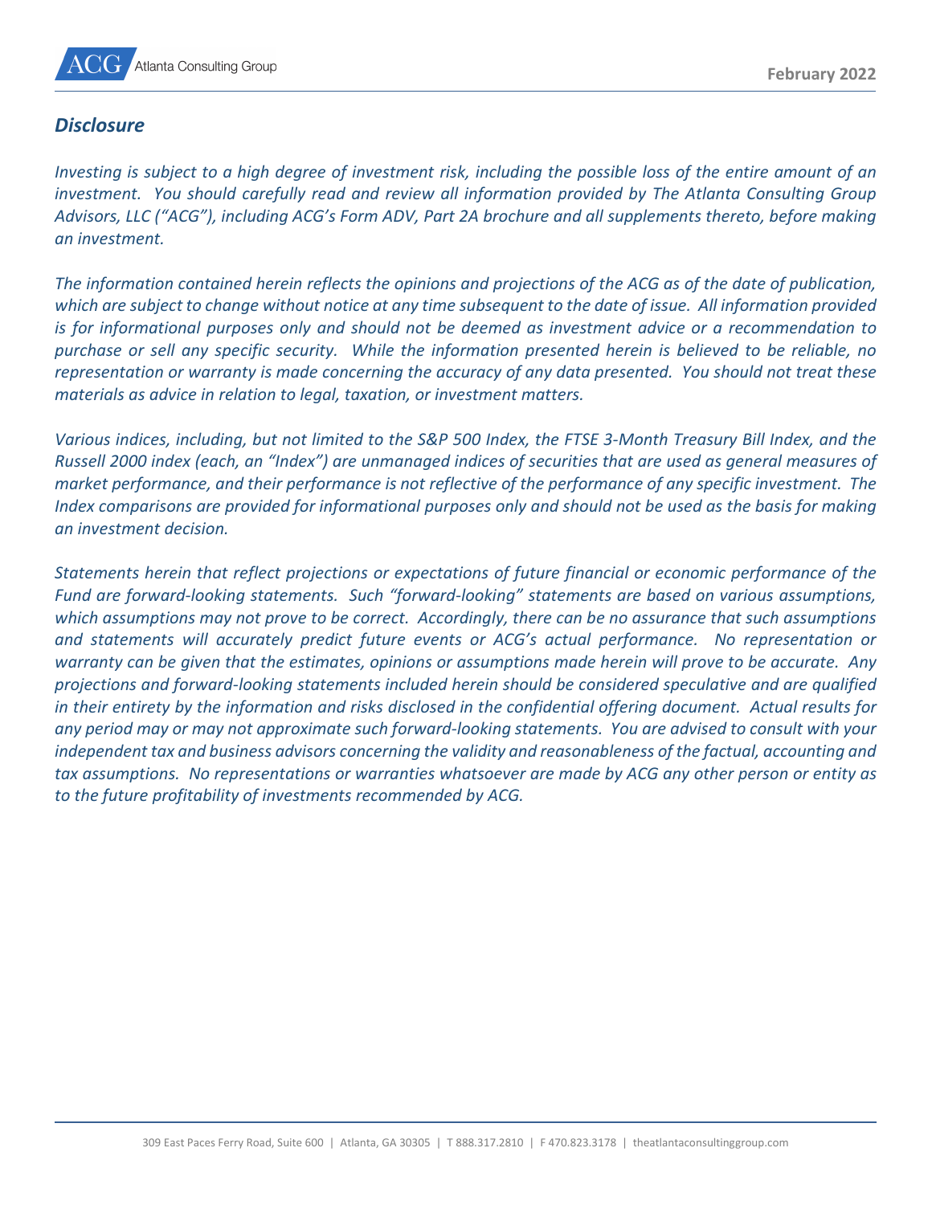## *Disclosure*

*Investing is subject to a high degree of investment risk, including the possible loss of the entire amount of an investment. You should carefully read and review all information provided by The Atlanta Consulting Group Advisors, LLC (“ACG”), including ACG’s Form ADV, Part 2A brochure and all supplements thereto, before making an investment.*

*The information contained herein reflects the opinions and projections of the ACG as of the date of publication, which are subject to change without notice at any time subsequent to the date of issue. All information provided is for informational purposes only and should not be deemed as investment advice or a recommendation to purchase or sell any specific security. While the information presented herein is believed to be reliable, no representation or warranty is made concerning the accuracy of any data presented. You should not treat these materials as advice in relation to legal, taxation, or investment matters.*

*Various indices, including, but not limited to the S&P 500 Index, the FTSE 3-Month Treasury Bill Index, and the Russell 2000 index (each, an “Index”) are unmanaged indices of securities that are used as general measures of market performance, and their performance is not reflective of the performance of any specific investment. The Index comparisons are provided for informational purposes only and should not be used as the basis for making an investment decision.*

*Statements herein that reflect projections or expectations of future financial or economic performance of the Fund are forward-looking statements. Such “forward-looking” statements are based on various assumptions, which assumptions may not prove to be correct. Accordingly, there can be no assurance that such assumptions and statements will accurately predict future events or ACG’s actual performance. No representation or warranty can be given that the estimates, opinions or assumptions made herein will prove to be accurate. Any projections and forward-looking statements included herein should be considered speculative and are qualified in their entirety by the information and risks disclosed in the confidential offering document. Actual results for any period may or may not approximate such forward-looking statements. You are advised to consult with your independent tax and business advisors concerning the validity and reasonableness of the factual, accounting and tax assumptions. No representations or warranties whatsoever are made by ACG any other person or entity as to the future profitability of investments recommended by ACG.*